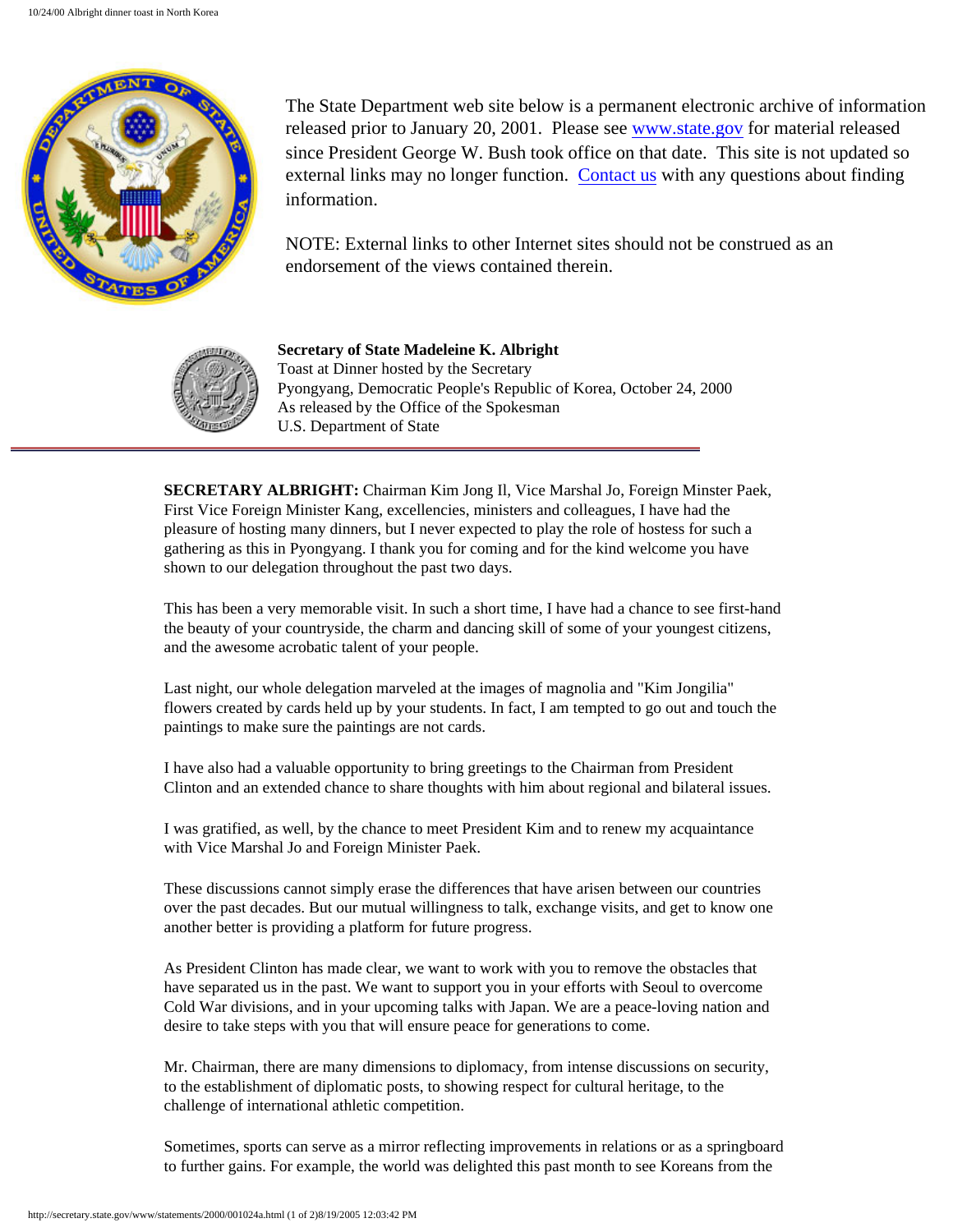The State Department web site below is a permanent electronic archive of information released prior to January 20, 2001. Please see www.state.gov for material released since President George W. Bush took office on that date. This site is not updated so external links may no longer function. Contact us with any questions about finding information.

NOTE: External links to other Internet sites should not be construed as an endorsement of the views contained therein.

**Secretary of State Madeleine K. Albright**
Toast at Dinner hosted by the Secretary
Pyongyang, Democratic People's Republic of Korea, October 24, 2000
As released by the Office of the Spokesman
U.S. Department of State

---

**SECRETARY ALBRIGHT:** Chairman Kim Jong Il, Vice Marshal Jo, Foreign Minster Paek, First Vice Foreign Minister Kang, excellencies, ministers and colleagues, I have had the pleasure of hosting many dinners, but I never expected to play the role of hostess for such a gathering as this in Pyongyang. I thank you for coming and for the kind welcome you have shown to our delegation throughout the past two days.

This has been a very memorable visit. In such a short time, I have had a chance to see first-hand the beauty of your countryside, the charm and dancing skill of some of your youngest citizens, and the awesome acrobatic talent of your people.

Last night, our whole delegation marveled at the images of magnolia and "Kim Jongilia" flowers created by cards held up by your students. In fact, I am tempted to go out and touch the paintings to make sure the paintings are not cards.

I have also had a valuable opportunity to bring greetings to the Chairman from President Clinton and an extended chance to share thoughts with him about regional and bilateral issues.

I was gratified, as well, by the chance to meet President Kim and to renew my acquaintance with Vice Marshal Jo and Foreign Minister Paek.

These discussions cannot simply erase the differences that have arisen between our countries over the past decades. But our mutual willingness to talk, exchange visits, and get to know one another better is providing a platform for future progress.

As President Clinton has made clear, we want to work with you to remove the obstacles that have separated us in the past. We want to support you in your efforts with Seoul to overcome Cold War divisions, and in your upcoming talks with Japan. We are a peace-loving nation and desire to take steps with you that will ensure peace for generations to come.

Mr. Chairman, there are many dimensions to diplomacy, from intense discussions on security, to the establishment of diplomatic posts, to showing respect for cultural heritage, to the challenge of international athletic competition.

Sometimes, sports can serve as a mirror reflecting improvements in relations or as a springboard to further gains. For example, the world was delighted this past month to see Koreans from the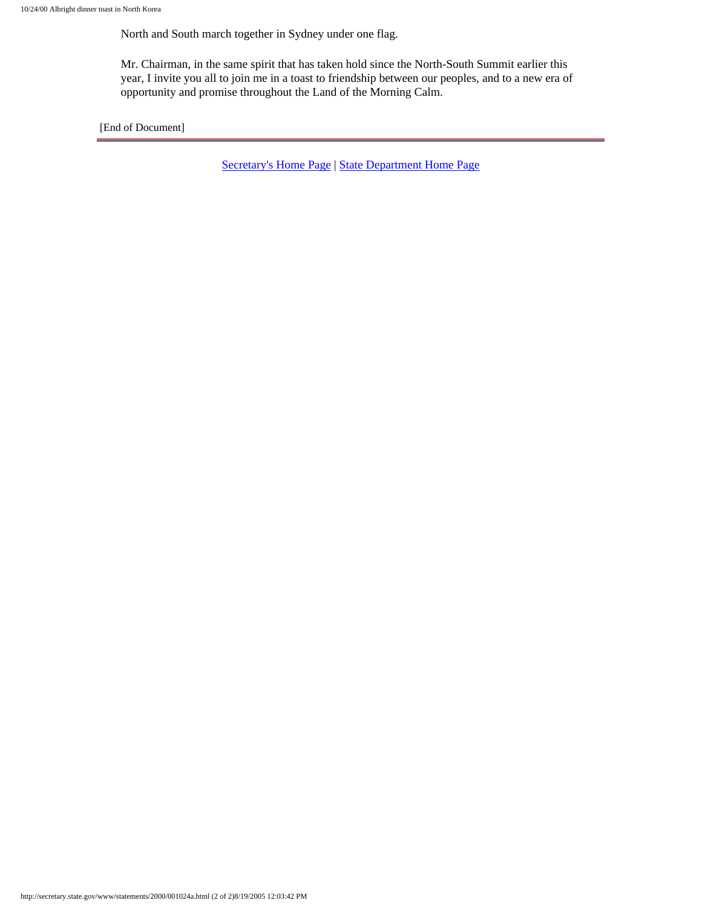North and South march together in Sydney under one flag.

Mr. Chairman, in the same spirit that has taken hold since the North-South Summit earlier this year, I invite you all to join me in a toast to friendship between our peoples, and to a new era of opportunity and promise throughout the Land of the Morning Calm.

[End of Document]

---

Secretary's Home Page | State Department Home Page